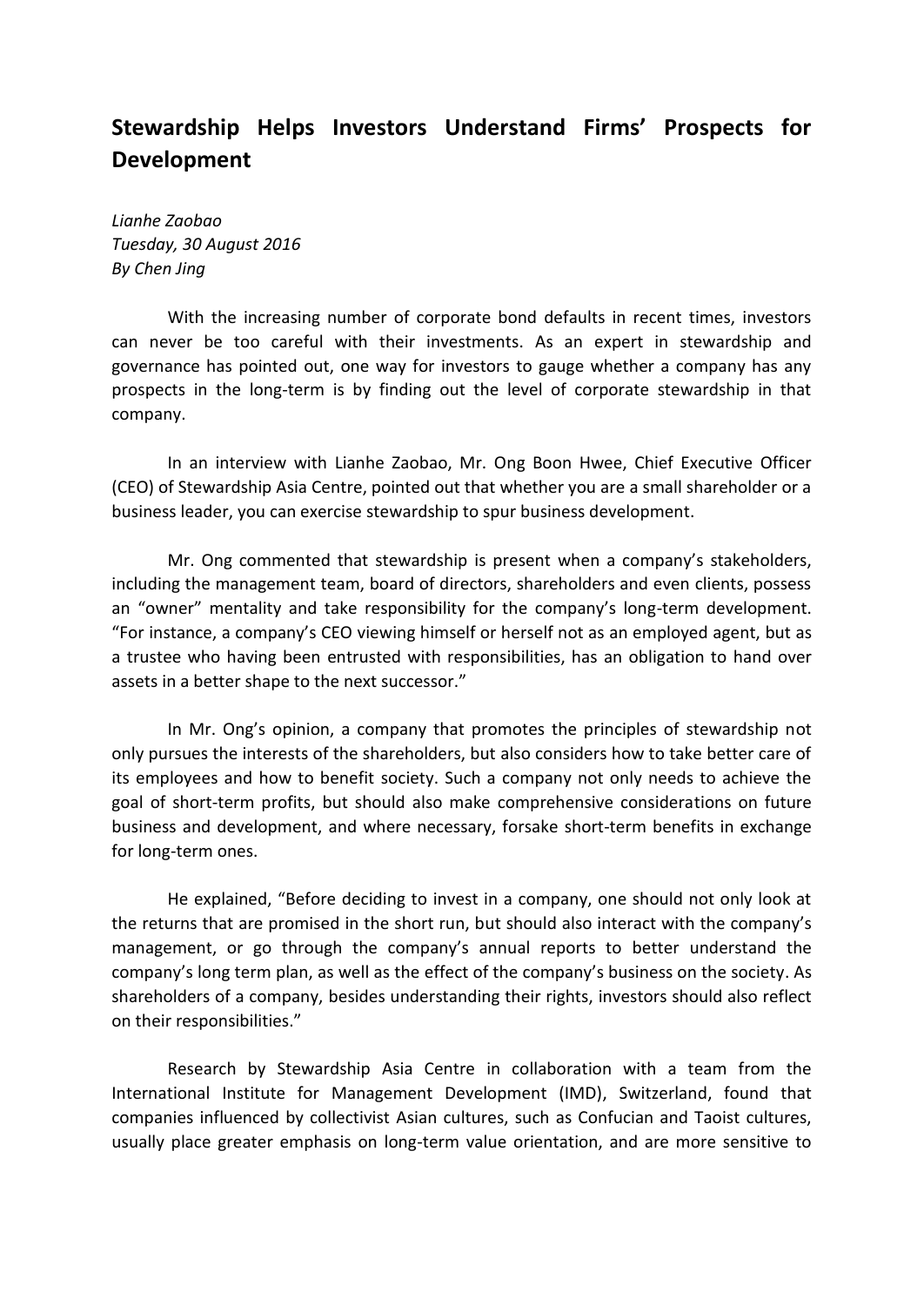# Stewardship Helps Investors Understand Firms' Prospects for Development

*Lianhe Zaobao*
*Tuesday, 30 August 2016*
*By Chen Jing*

With the increasing number of corporate bond defaults in recent times, investors can never be too careful with their investments. As an expert in stewardship and governance has pointed out, one way for investors to gauge whether a company has any prospects in the long-term is by finding out the level of corporate stewardship in that company.

In an interview with Lianhe Zaobao, Mr. Ong Boon Hwee, Chief Executive Officer (CEO) of Stewardship Asia Centre, pointed out that whether you are a small shareholder or a business leader, you can exercise stewardship to spur business development.

Mr. Ong commented that stewardship is present when a company's stakeholders, including the management team, board of directors, shareholders and even clients, possess an "owner" mentality and take responsibility for the company's long-term development. "For instance, a company's CEO viewing himself or herself not as an employed agent, but as a trustee who having been entrusted with responsibilities, has an obligation to hand over assets in a better shape to the next successor."

In Mr. Ong's opinion, a company that promotes the principles of stewardship not only pursues the interests of the shareholders, but also considers how to take better care of its employees and how to benefit society. Such a company not only needs to achieve the goal of short-term profits, but should also make comprehensive considerations on future business and development, and where necessary, forsake short-term benefits in exchange for long-term ones.

He explained, "Before deciding to invest in a company, one should not only look at the returns that are promised in the short run, but should also interact with the company's management, or go through the company's annual reports to better understand the company's long term plan, as well as the effect of the company's business on the society. As shareholders of a company, besides understanding their rights, investors should also reflect on their responsibilities."

Research by Stewardship Asia Centre in collaboration with a team from the International Institute for Management Development (IMD), Switzerland, found that companies influenced by collectivist Asian cultures, such as Confucian and Taoist cultures, usually place greater emphasis on long-term value orientation, and are more sensitive to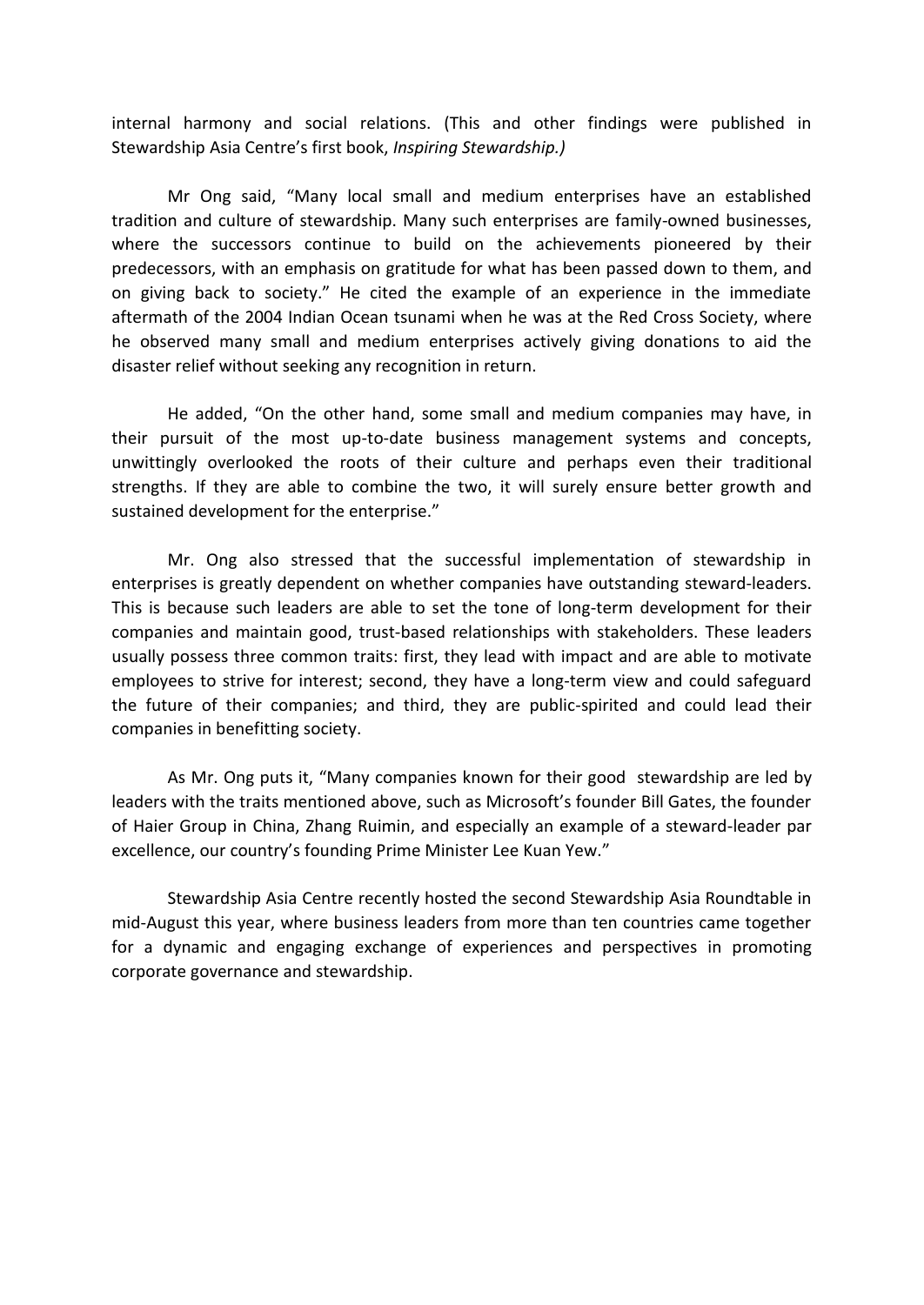internal harmony and social relations. (This and other findings were published in Stewardship Asia Centre's first book, *Inspiring Stewardship.)*

Mr Ong said, "Many local small and medium enterprises have an established tradition and culture of stewardship. Many such enterprises are family-owned businesses, where the successors continue to build on the achievements pioneered by their predecessors, with an emphasis on gratitude for what has been passed down to them, and on giving back to society." He cited the example of an experience in the immediate aftermath of the 2004 Indian Ocean tsunami when he was at the Red Cross Society, where he observed many small and medium enterprises actively giving donations to aid the disaster relief without seeking any recognition in return.

He added, "On the other hand, some small and medium companies may have, in their pursuit of the most up-to-date business management systems and concepts, unwittingly overlooked the roots of their culture and perhaps even their traditional strengths. If they are able to combine the two, it will surely ensure better growth and sustained development for the enterprise."

Mr. Ong also stressed that the successful implementation of stewardship in enterprises is greatly dependent on whether companies have outstanding steward-leaders. This is because such leaders are able to set the tone of long-term development for their companies and maintain good, trust-based relationships with stakeholders. These leaders usually possess three common traits: first, they lead with impact and are able to motivate employees to strive for interest; second, they have a long-term view and could safeguard the future of their companies; and third, they are public-spirited and could lead their companies in benefitting society.

As Mr. Ong puts it, "Many companies known for their good stewardship are led by leaders with the traits mentioned above, such as Microsoft's founder Bill Gates, the founder of Haier Group in China, Zhang Ruimin, and especially an example of a steward-leader par excellence, our country's founding Prime Minister Lee Kuan Yew."

Stewardship Asia Centre recently hosted the second Stewardship Asia Roundtable in mid-August this year, where business leaders from more than ten countries came together for a dynamic and engaging exchange of experiences and perspectives in promoting corporate governance and stewardship.